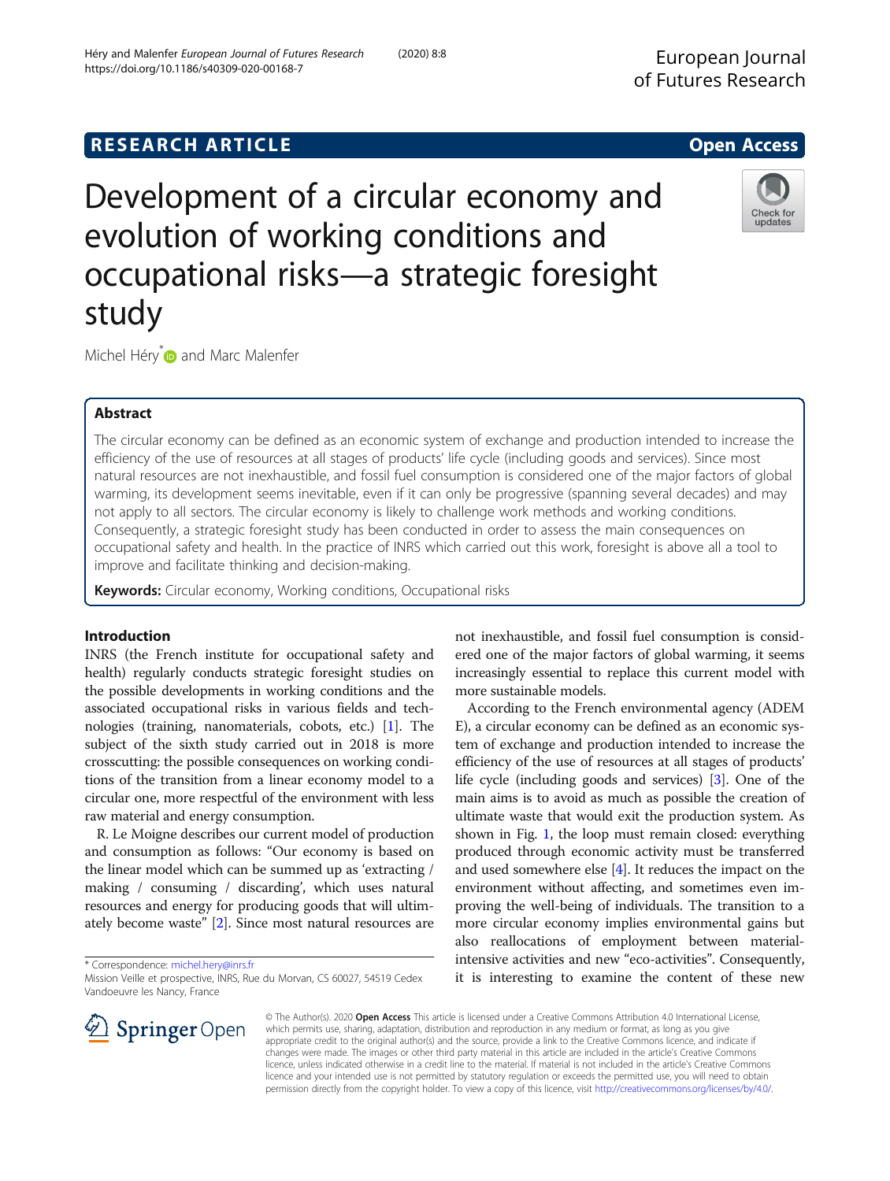RESEARCH ARTICLE

Open Access

# Development of a circular economy and evolution of working conditions and occupational risks—a strategic foresight study

Michel Héry* and Marc Malenfer

## Abstract

The circular economy can be defined as an economic system of exchange and production intended to increase the efficiency of the use of resources at all stages of products' life cycle (including goods and services). Since most natural resources are not inexhaustible, and fossil fuel consumption is considered one of the major factors of global warming, its development seems inevitable, even if it can only be progressive (spanning several decades) and may not apply to all sectors. The circular economy is likely to challenge work methods and working conditions. Consequently, a strategic foresight study has been conducted in order to assess the main consequences on occupational safety and health. In the practice of INRS which carried out this work, foresight is above all a tool to improve and facilitate thinking and decision-making.

**Keywords:** Circular economy, Working conditions, Occupational risks

## Introduction

INRS (the French institute for occupational safety and health) regularly conducts strategic foresight studies on the possible developments in working conditions and the associated occupational risks in various fields and technologies (training, nanomaterials, cobots, etc.) [1]. The subject of the sixth study carried out in 2018 is more crosscutting: the possible consequences on working conditions of the transition from a linear economy model to a circular one, more respectful of the environment with less raw material and energy consumption.

R. Le Moigne describes our current model of production and consumption as follows: "Our economy is based on the linear model which can be summed up as 'extracting / making / consuming / discarding', which uses natural resources and energy for producing goods that will ultimately become waste" [2]. Since most natural resources are not inexhaustible, and fossil fuel consumption is considered one of the major factors of global warming, it seems increasingly essential to replace this current model with more sustainable models.

According to the French environmental agency (ADEME), a circular economy can be defined as an economic system of exchange and production intended to increase the efficiency of the use of resources at all stages of products' life cycle (including goods and services) [3]. One of the main aims is to avoid as much as possible the creation of ultimate waste that would exit the production system. As shown in Fig. 1, the loop must remain closed: everything produced through economic activity must be transferred and used somewhere else [4]. It reduces the impact on the environment without affecting, and sometimes even improving the well-being of individuals. The transition to a more circular economy implies environmental gains but also reallocations of employment between material-intensive activities and new "eco-activities". Consequently, it is interesting to examine the content of these new

* Correspondence: michel.hery@inrs.fr
Mission Veille et prospective, INRS, Rue du Morvan, CS 60027, 54519 Cedex Vandoeuvre les Nancy, France

© The Author(s). 2020 **Open Access** This article is licensed under a Creative Commons Attribution 4.0 International License, which permits use, sharing, adaptation, distribution and reproduction in any medium or format, as long as you give appropriate credit to the original author(s) and the source, provide a link to the Creative Commons licence, and indicate if changes were made. The images or other third party material in this article are included in the article's Creative Commons licence, unless indicated otherwise in a credit line to the material. If material is not included in the article's Creative Commons licence and your intended use is not permitted by statutory regulation or exceeds the permitted use, you will need to obtain permission directly from the copyright holder. To view a copy of this licence, visit http://creativecommons.org/licenses/by/4.0/.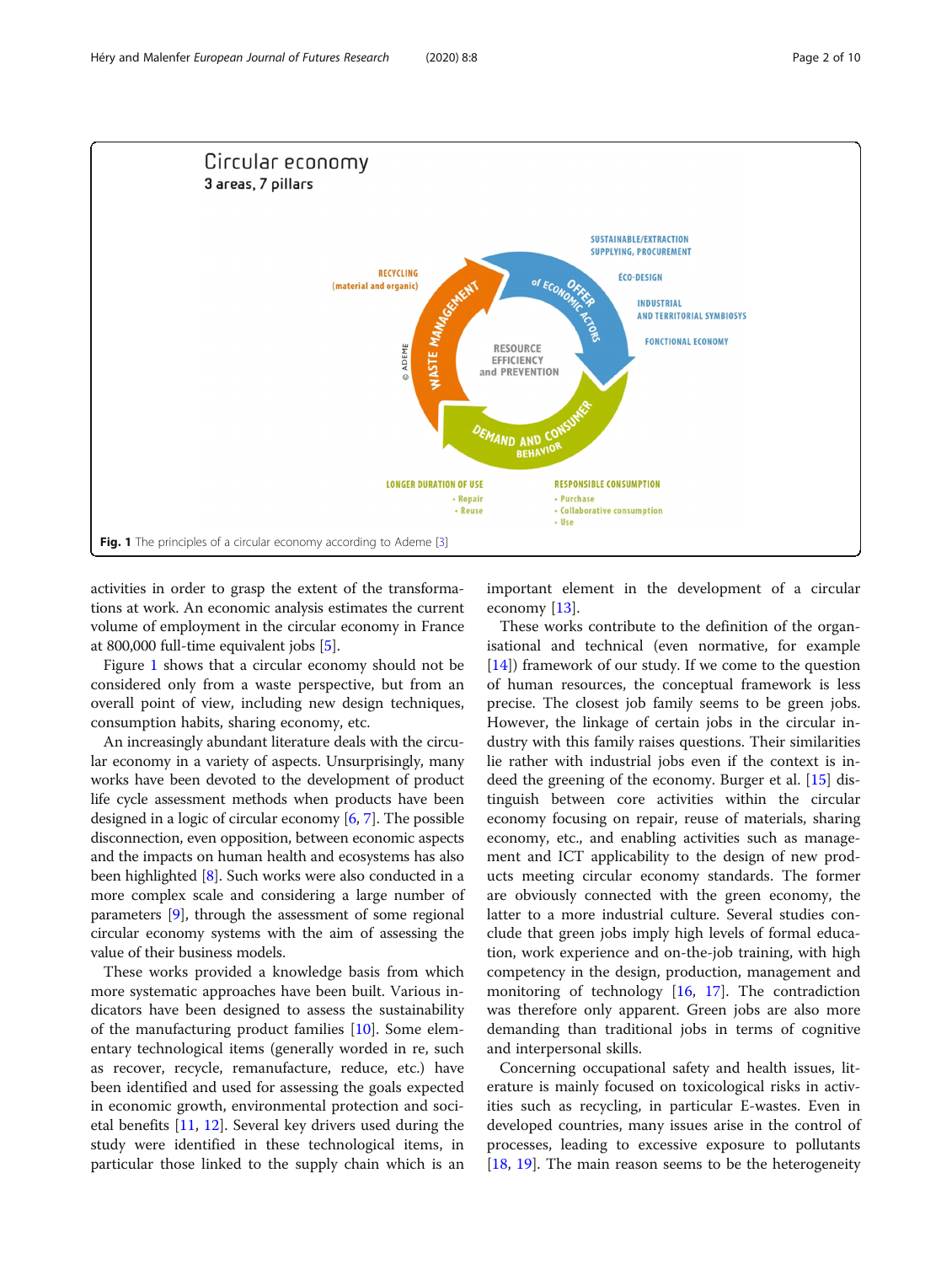Fig. 1 The principles of a circular economy according to Ademe [3]

activities in order to grasp the extent of the transformations at work. An economic analysis estimates the current volume of employment in the circular economy in France at 800,000 full-time equivalent jobs [5].

Figure 1 shows that a circular economy should not be considered only from a waste perspective, but from an overall point of view, including new design techniques, consumption habits, sharing economy, etc.

An increasingly abundant literature deals with the circular economy in a variety of aspects. Unsurprisingly, many works have been devoted to the development of product life cycle assessment methods when products have been designed in a logic of circular economy [6, 7]. The possible disconnection, even opposition, between economic aspects and the impacts on human health and ecosystems has also been highlighted [8]. Such works were also conducted in a more complex scale and considering a large number of parameters [9], through the assessment of some regional circular economy systems with the aim of assessing the value of their business models.

These works provided a knowledge basis from which more systematic approaches have been built. Various indicators have been designed to assess the sustainability of the manufacturing product families [10]. Some elementary technological items (generally worded in re, such as recover, recycle, remanufacture, reduce, etc.) have been identified and used for assessing the goals expected in economic growth, environmental protection and societal benefits [11, 12]. Several key drivers used during the study were identified in these technological items, in particular those linked to the supply chain which is an important element in the development of a circular economy [13].

These works contribute to the definition of the organisational and technical (even normative, for example [14]) framework of our study. If we come to the question of human resources, the conceptual framework is less precise. The closest job family seems to be green jobs. However, the linkage of certain jobs in the circular industry with this family raises questions. Their similarities lie rather with industrial jobs even if the context is indeed the greening of the economy. Burger et al. [15] distinguish between core activities within the circular economy focusing on repair, reuse of materials, sharing economy, etc., and enabling activities such as management and ICT applicability to the design of new products meeting circular economy standards. The former are obviously connected with the green economy, the latter to a more industrial culture. Several studies conclude that green jobs imply high levels of formal education, work experience and on-the-job training, with high competency in the design, production, management and monitoring of technology [16, 17]. The contradiction was therefore only apparent. Green jobs are also more demanding than traditional jobs in terms of cognitive and interpersonal skills.

Concerning occupational safety and health issues, literature is mainly focused on toxicological risks in activities such as recycling, in particular E-wastes. Even in developed countries, many issues arise in the control of processes, leading to excessive exposure to pollutants [18, 19]. The main reason seems to be the heterogeneity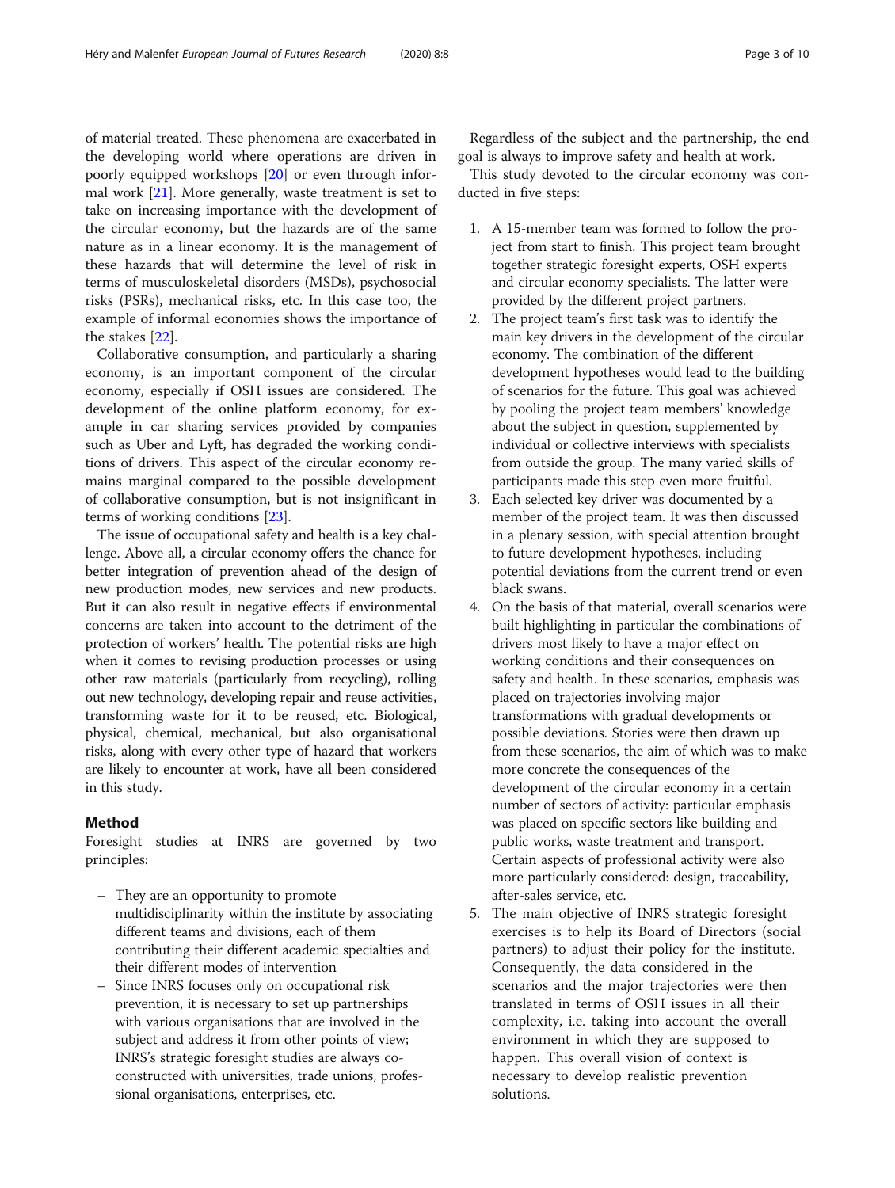of material treated. These phenomena are exacerbated in the developing world where operations are driven in poorly equipped workshops [20] or even through informal work [21]. More generally, waste treatment is set to take on increasing importance with the development of the circular economy, but the hazards are of the same nature as in a linear economy. It is the management of these hazards that will determine the level of risk in terms of musculoskeletal disorders (MSDs), psychosocial risks (PSRs), mechanical risks, etc. In this case too, the example of informal economies shows the importance of the stakes [22].

Collaborative consumption, and particularly a sharing economy, is an important component of the circular economy, especially if OSH issues are considered. The development of the online platform economy, for example in car sharing services provided by companies such as Uber and Lyft, has degraded the working conditions of drivers. This aspect of the circular economy remains marginal compared to the possible development of collaborative consumption, but is not insignificant in terms of working conditions [23].

The issue of occupational safety and health is a key challenge. Above all, a circular economy offers the chance for better integration of prevention ahead of the design of new production modes, new services and new products. But it can also result in negative effects if environmental concerns are taken into account to the detriment of the protection of workers' health. The potential risks are high when it comes to revising production processes or using other raw materials (particularly from recycling), rolling out new technology, developing repair and reuse activities, transforming waste for it to be reused, etc. Biological, physical, chemical, mechanical, but also organisational risks, along with every other type of hazard that workers are likely to encounter at work, have all been considered in this study.

## Method

Foresight studies at INRS are governed by two principles:

- They are an opportunity to promote multidisciplinarity within the institute by associating different teams and divisions, each of them contributing their different academic specialties and their different modes of intervention
- Since INRS focuses only on occupational risk prevention, it is necessary to set up partnerships with various organisations that are involved in the subject and address it from other points of view; INRS's strategic foresight studies are always co-constructed with universities, trade unions, professional organisations, enterprises, etc.

Regardless of the subject and the partnership, the end goal is always to improve safety and health at work.

This study devoted to the circular economy was conducted in five steps:

1. A 15-member team was formed to follow the project from start to finish. This project team brought together strategic foresight experts, OSH experts and circular economy specialists. The latter were provided by the different project partners.
2. The project team's first task was to identify the main key drivers in the development of the circular economy. The combination of the different development hypotheses would lead to the building of scenarios for the future. This goal was achieved by pooling the project team members' knowledge about the subject in question, supplemented by individual or collective interviews with specialists from outside the group. The many varied skills of participants made this step even more fruitful.
3. Each selected key driver was documented by a member of the project team. It was then discussed in a plenary session, with special attention brought to future development hypotheses, including potential deviations from the current trend or even black swans.
4. On the basis of that material, overall scenarios were built highlighting in particular the combinations of drivers most likely to have a major effect on working conditions and their consequences on safety and health. In these scenarios, emphasis was placed on trajectories involving major transformations with gradual developments or possible deviations. Stories were then drawn up from these scenarios, the aim of which was to make more concrete the consequences of the development of the circular economy in a certain number of sectors of activity: particular emphasis was placed on specific sectors like building and public works, waste treatment and transport. Certain aspects of professional activity were also more particularly considered: design, traceability, after-sales service, etc.
5. The main objective of INRS strategic foresight exercises is to help its Board of Directors (social partners) to adjust their policy for the institute. Consequently, the data considered in the scenarios and the major trajectories were then translated in terms of OSH issues in all their complexity, i.e. taking into account the overall environment in which they are supposed to happen. This overall vision of context is necessary to develop realistic prevention solutions.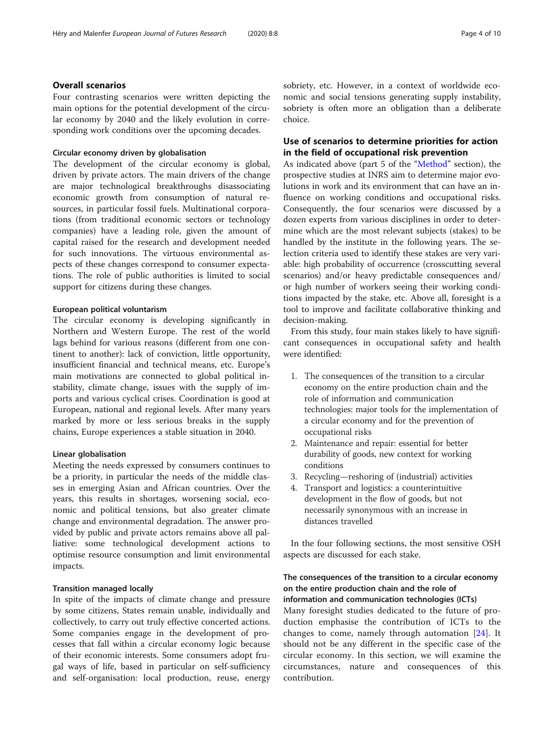## Overall scenarios

Four contrasting scenarios were written depicting the main options for the potential development of the circular economy by 2040 and the likely evolution in corresponding work conditions over the upcoming decades.

### Circular economy driven by globalisation

The development of the circular economy is global, driven by private actors. The main drivers of the change are major technological breakthroughs disassociating economic growth from consumption of natural resources, in particular fossil fuels. Multinational corporations (from traditional economic sectors or technology companies) have a leading role, given the amount of capital raised for the research and development needed for such innovations. The virtuous environmental aspects of these changes correspond to consumer expectations. The role of public authorities is limited to social support for citizens during these changes.

### European political voluntarism

The circular economy is developing significantly in Northern and Western Europe. The rest of the world lags behind for various reasons (different from one continent to another): lack of conviction, little opportunity, insufficient financial and technical means, etc. Europe's main motivations are connected to global political instability, climate change, issues with the supply of imports and various cyclical crises. Coordination is good at European, national and regional levels. After many years marked by more or less serious breaks in the supply chains, Europe experiences a stable situation in 2040.

### Linear globalisation

Meeting the needs expressed by consumers continues to be a priority, in particular the needs of the middle classes in emerging Asian and African countries. Over the years, this results in shortages, worsening social, economic and political tensions, but also greater climate change and environmental degradation. The answer provided by public and private actors remains above all palliative: some technological development actions to optimise resource consumption and limit environmental impacts.

### Transition managed locally

In spite of the impacts of climate change and pressure by some citizens, States remain unable, individually and collectively, to carry out truly effective concerted actions. Some companies engage in the development of processes that fall within a circular economy logic because of their economic interests. Some consumers adopt frugal ways of life, based in particular on self-sufficiency and self-organisation: local production, reuse, energy sobriety, etc. However, in a context of worldwide economic and social tensions generating supply instability, sobriety is often more an obligation than a deliberate choice.

## Use of scenarios to determine priorities for action in the field of occupational risk prevention

As indicated above (part 5 of the "Method" section), the prospective studies at INRS aim to determine major evolutions in work and its environment that can have an influence on working conditions and occupational risks. Consequently, the four scenarios were discussed by a dozen experts from various disciplines in order to determine which are the most relevant subjects (stakes) to be handled by the institute in the following years. The selection criteria used to identify these stakes are very variable: high probability of occurrence (crosscutting several scenarios) and/or heavy predictable consequences and/or high number of workers seeing their working conditions impacted by the stake, etc. Above all, foresight is a tool to improve and facilitate collaborative thinking and decision-making.

From this study, four main stakes likely to have significant consequences in occupational safety and health were identified:

1. The consequences of the transition to a circular economy on the entire production chain and the role of information and communication technologies: major tools for the implementation of a circular economy and for the prevention of occupational risks
2. Maintenance and repair: essential for better durability of goods, new context for working conditions
3. Recycling—reshoring of (industrial) activities
4. Transport and logistics: a counterintuitive development in the flow of goods, but not necessarily synonymous with an increase in distances travelled

In the four following sections, the most sensitive OSH aspects are discussed for each stake.

## The consequences of the transition to a circular economy on the entire production chain and the role of information and communication technologies (ICTs)

Many foresight studies dedicated to the future of production emphasise the contribution of ICTs to the changes to come, namely through automation [24]. It should not be any different in the specific case of the circular economy. In this section, we will examine the circumstances, nature and consequences of this contribution.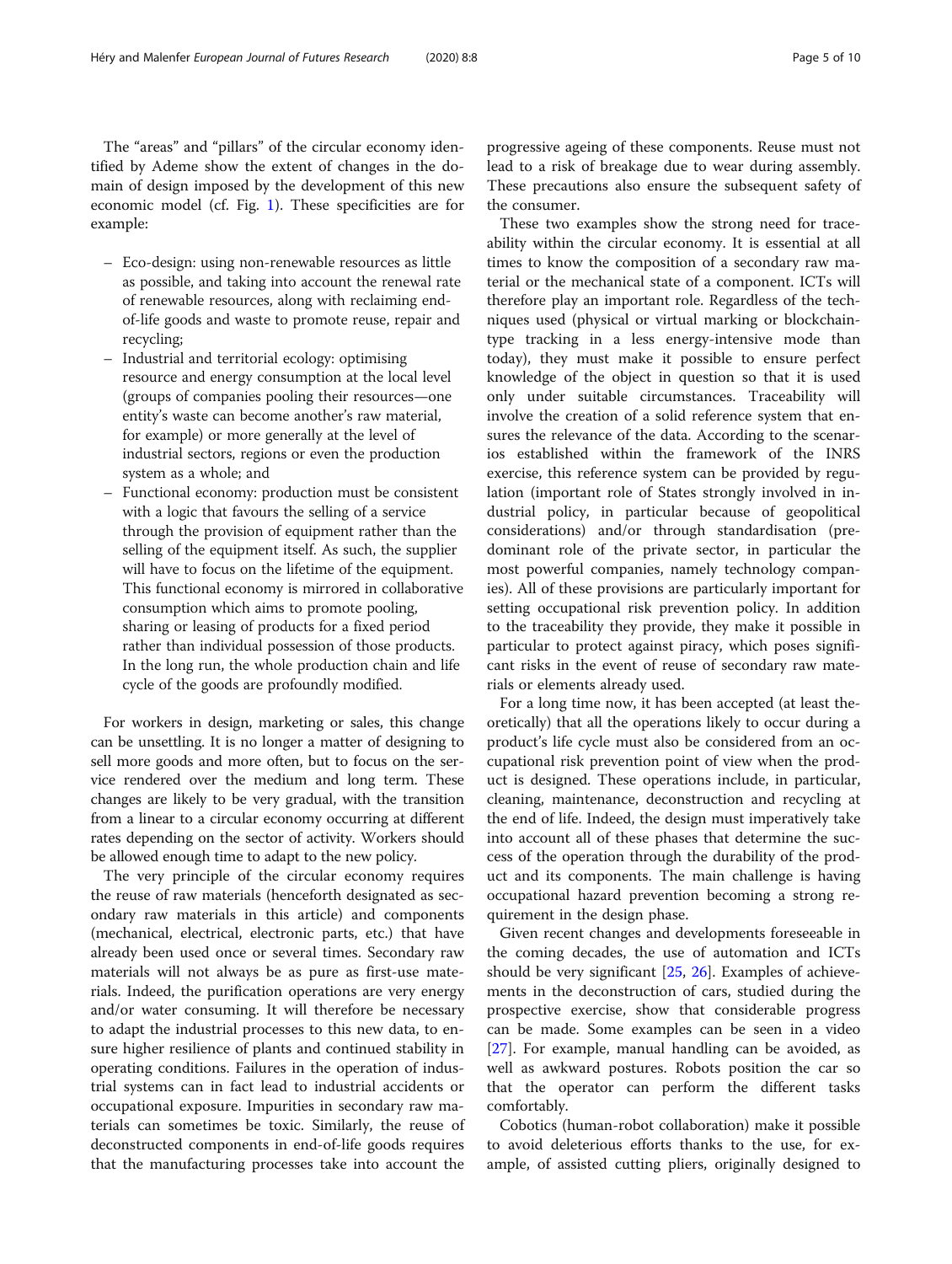The "areas" and "pillars" of the circular economy identified by Ademe show the extent of changes in the domain of design imposed by the development of this new economic model (cf. Fig. 1). These specificities are for example:

- Eco-design: using non-renewable resources as little as possible, and taking into account the renewal rate of renewable resources, along with reclaiming end-of-life goods and waste to promote reuse, repair and recycling;
- Industrial and territorial ecology: optimising resource and energy consumption at the local level (groups of companies pooling their resources—one entity's waste can become another's raw material, for example) or more generally at the level of industrial sectors, regions or even the production system as a whole; and
- Functional economy: production must be consistent with a logic that favours the selling of a service through the provision of equipment rather than the selling of the equipment itself. As such, the supplier will have to focus on the lifetime of the equipment. This functional economy is mirrored in collaborative consumption which aims to promote pooling, sharing or leasing of products for a fixed period rather than individual possession of those products. In the long run, the whole production chain and life cycle of the goods are profoundly modified.

For workers in design, marketing or sales, this change can be unsettling. It is no longer a matter of designing to sell more goods and more often, but to focus on the service rendered over the medium and long term. These changes are likely to be very gradual, with the transition from a linear to a circular economy occurring at different rates depending on the sector of activity. Workers should be allowed enough time to adapt to the new policy.

The very principle of the circular economy requires the reuse of raw materials (henceforth designated as secondary raw materials in this article) and components (mechanical, electrical, electronic parts, etc.) that have already been used once or several times. Secondary raw materials will not always be as pure as first-use materials. Indeed, the purification operations are very energy and/or water consuming. It will therefore be necessary to adapt the industrial processes to this new data, to ensure higher resilience of plants and continued stability in operating conditions. Failures in the operation of industrial systems can in fact lead to industrial accidents or occupational exposure. Impurities in secondary raw materials can sometimes be toxic. Similarly, the reuse of deconstructed components in end-of-life goods requires that the manufacturing processes take into account the progressive ageing of these components. Reuse must not lead to a risk of breakage due to wear during assembly. These precautions also ensure the subsequent safety of the consumer.

These two examples show the strong need for traceability within the circular economy. It is essential at all times to know the composition of a secondary raw material or the mechanical state of a component. ICTs will therefore play an important role. Regardless of the techniques used (physical or virtual marking or blockchain-type tracking in a less energy-intensive mode than today), they must make it possible to ensure perfect knowledge of the object in question so that it is used only under suitable circumstances. Traceability will involve the creation of a solid reference system that ensures the relevance of the data. According to the scenarios established within the framework of the INRS exercise, this reference system can be provided by regulation (important role of States strongly involved in industrial policy, in particular because of geopolitical considerations) and/or through standardisation (predominant role of the private sector, in particular the most powerful companies, namely technology companies). All of these provisions are particularly important for setting occupational risk prevention policy. In addition to the traceability they provide, they make it possible in particular to protect against piracy, which poses significant risks in the event of reuse of secondary raw materials or elements already used.

For a long time now, it has been accepted (at least theoretically) that all the operations likely to occur during a product's life cycle must also be considered from an occupational risk prevention point of view when the product is designed. These operations include, in particular, cleaning, maintenance, deconstruction and recycling at the end of life. Indeed, the design must imperatively take into account all of these phases that determine the success of the operation through the durability of the product and its components. The main challenge is having occupational hazard prevention becoming a strong requirement in the design phase.

Given recent changes and developments foreseeable in the coming decades, the use of automation and ICTs should be very significant [25, 26]. Examples of achievements in the deconstruction of cars, studied during the prospective exercise, show that considerable progress can be made. Some examples can be seen in a video [27]. For example, manual handling can be avoided, as well as awkward postures. Robots position the car so that the operator can perform the different tasks comfortably.

Cobotics (human-robot collaboration) make it possible to avoid deleterious efforts thanks to the use, for example, of assisted cutting pliers, originally designed to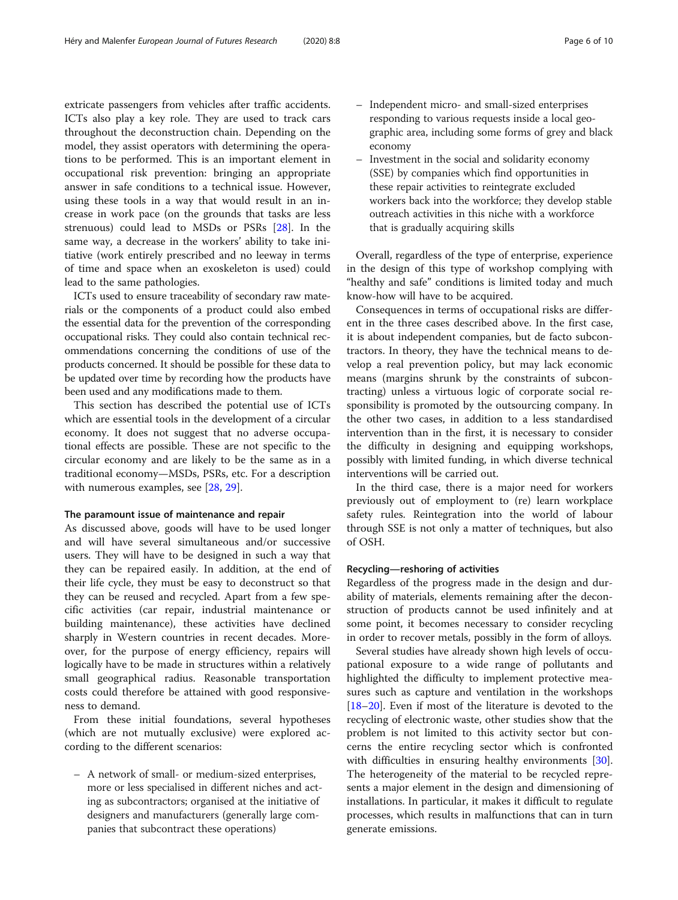extricate passengers from vehicles after traffic accidents. ICTs also play a key role. They are used to track cars throughout the deconstruction chain. Depending on the model, they assist operators with determining the operations to be performed. This is an important element in occupational risk prevention: bringing an appropriate answer in safe conditions to a technical issue. However, using these tools in a way that would result in an increase in work pace (on the grounds that tasks are less strenuous) could lead to MSDs or PSRs [28]. In the same way, a decrease in the workers' ability to take initiative (work entirely prescribed and no leeway in terms of time and space when an exoskeleton is used) could lead to the same pathologies.

ICTs used to ensure traceability of secondary raw materials or the components of a product could also embed the essential data for the prevention of the corresponding occupational risks. They could also contain technical recommendations concerning the conditions of use of the products concerned. It should be possible for these data to be updated over time by recording how the products have been used and any modifications made to them.

This section has described the potential use of ICTs which are essential tools in the development of a circular economy. It does not suggest that no adverse occupational effects are possible. These are not specific to the circular economy and are likely to be the same as in a traditional economy—MSDs, PSRs, etc. For a description with numerous examples, see [28, 29].

### The paramount issue of maintenance and repair

As discussed above, goods will have to be used longer and will have several simultaneous and/or successive users. They will have to be designed in such a way that they can be repaired easily. In addition, at the end of their life cycle, they must be easy to deconstruct so that they can be reused and recycled. Apart from a few specific activities (car repair, industrial maintenance or building maintenance), these activities have declined sharply in Western countries in recent decades. Moreover, for the purpose of energy efficiency, repairs will logically have to be made in structures within a relatively small geographical radius. Reasonable transportation costs could therefore be attained with good responsiveness to demand.

From these initial foundations, several hypotheses (which are not mutually exclusive) were explored according to the different scenarios:

- A network of small- or medium-sized enterprises, more or less specialised in different niches and acting as subcontractors; organised at the initiative of designers and manufacturers (generally large companies that subcontract these operations)
- Independent micro- and small-sized enterprises responding to various requests inside a local geographic area, including some forms of grey and black economy
- Investment in the social and solidarity economy (SSE) by companies which find opportunities in these repair activities to reintegrate excluded workers back into the workforce; they develop stable outreach activities in this niche with a workforce that is gradually acquiring skills

Overall, regardless of the type of enterprise, experience in the design of this type of workshop complying with "healthy and safe" conditions is limited today and much know-how will have to be acquired.

Consequences in terms of occupational risks are different in the three cases described above. In the first case, it is about independent companies, but de facto subcontractors. In theory, they have the technical means to develop a real prevention policy, but may lack economic means (margins shrunk by the constraints of subcontracting) unless a virtuous logic of corporate social responsibility is promoted by the outsourcing company. In the other two cases, in addition to a less standardised intervention than in the first, it is necessary to consider the difficulty in designing and equipping workshops, possibly with limited funding, in which diverse technical interventions will be carried out.

In the third case, there is a major need for workers previously out of employment to (re) learn workplace safety rules. Reintegration into the world of labour through SSE is not only a matter of techniques, but also of OSH.

### Recycling—reshoring of activities

Regardless of the progress made in the design and durability of materials, elements remaining after the deconstruction of products cannot be used infinitely and at some point, it becomes necessary to consider recycling in order to recover metals, possibly in the form of alloys.

Several studies have already shown high levels of occupational exposure to a wide range of pollutants and highlighted the difficulty to implement protective measures such as capture and ventilation in the workshops [18–20]. Even if most of the literature is devoted to the recycling of electronic waste, other studies show that the problem is not limited to this activity sector but concerns the entire recycling sector which is confronted with difficulties in ensuring healthy environments [30]. The heterogeneity of the material to be recycled represents a major element in the design and dimensioning of installations. In particular, it makes it difficult to regulate processes, which results in malfunctions that can in turn generate emissions.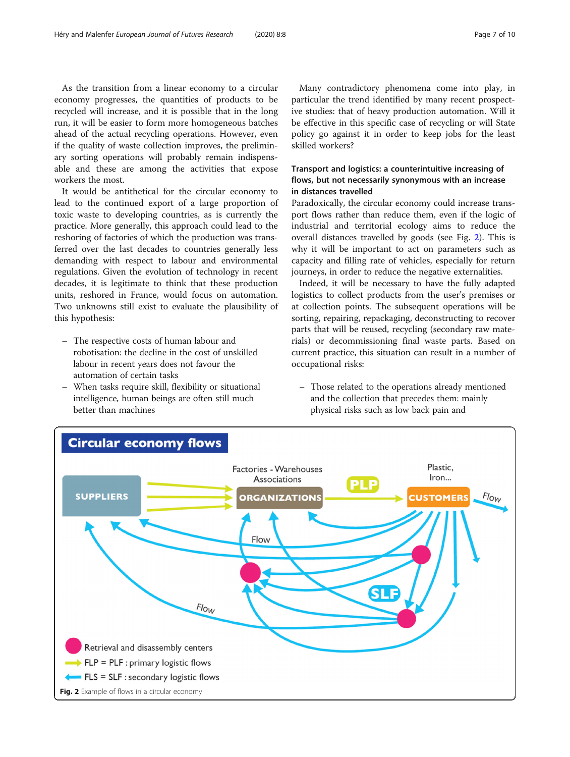As the transition from a linear economy to a circular economy progresses, the quantities of products to be recycled will increase, and it is possible that in the long run, it will be easier to form more homogeneous batches ahead of the actual recycling operations. However, even if the quality of waste collection improves, the preliminary sorting operations will probably remain indispensable and these are among the activities that expose workers the most.

It would be antithetical for the circular economy to lead to the continued export of a large proportion of toxic waste to developing countries, as is currently the practice. More generally, this approach could lead to the reshoring of factories of which the production was transferred over the last decades to countries generally less demanding with respect to labour and environmental regulations. Given the evolution of technology in recent decades, it is legitimate to think that these production units, reshored in France, would focus on automation. Two unknowns still exist to evaluate the plausibility of this hypothesis:

– The respective costs of human labour and robotisation: the decline in the cost of unskilled labour in recent years does not favour the automation of certain tasks
– When tasks require skill, flexibility or situational intelligence, human beings are often still much better than machines

Many contradictory phenomena come into play, in particular the trend identified by many recent prospective studies: that of heavy production automation. Will it be effective in this specific case of recycling or will State policy go against it in order to keep jobs for the least skilled workers?

### Transport and logistics: a counterintuitive increasing of flows, but not necessarily synonymous with an increase in distances travelled

Paradoxically, the circular economy could increase transport flows rather than reduce them, even if the logic of industrial and territorial ecology aims to reduce the overall distances travelled by goods (see Fig. 2). This is why it will be important to act on parameters such as capacity and filling rate of vehicles, especially for return journeys, in order to reduce the negative externalities.

Indeed, it will be necessary to have the fully adapted logistics to collect products from the user's premises or at collection points. The subsequent operations will be sorting, repairing, repackaging, deconstructing to recover parts that will be reused, recycling (secondary raw materials) or decommissioning final waste parts. Based on current practice, this situation can result in a number of occupational risks:

– Those related to the operations already mentioned and the collection that precedes them: mainly physical risks such as low back pain and

**Fig. 2** Example of flows in a circular economy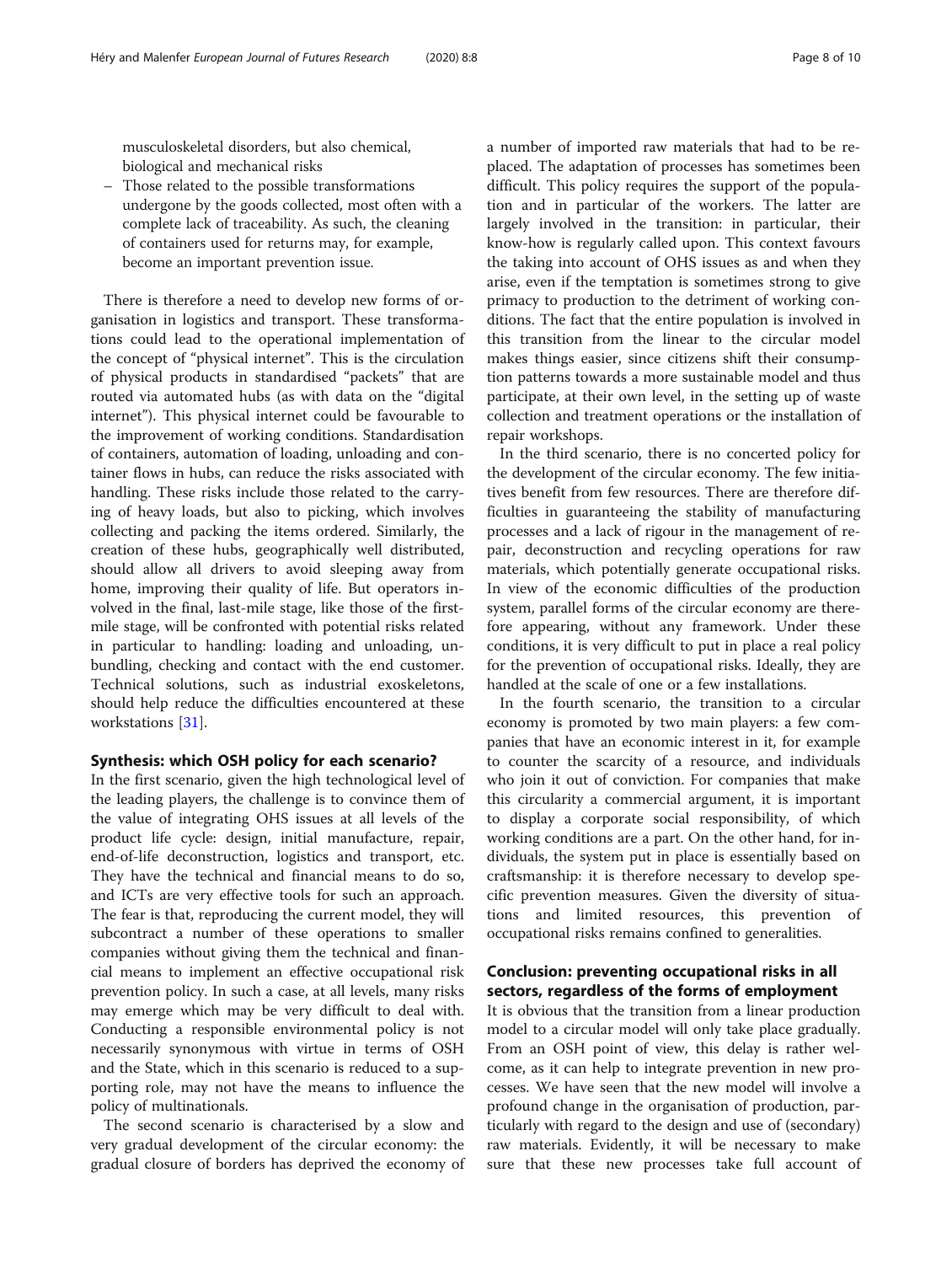musculoskeletal disorders, but also chemical, biological and mechanical risks

– Those related to the possible transformations undergone by the goods collected, most often with a complete lack of traceability. As such, the cleaning of containers used for returns may, for example, become an important prevention issue.

There is therefore a need to develop new forms of organisation in logistics and transport. These transformations could lead to the operational implementation of the concept of "physical internet". This is the circulation of physical products in standardised "packets" that are routed via automated hubs (as with data on the "digital internet"). This physical internet could be favourable to the improvement of working conditions. Standardisation of containers, automation of loading, unloading and container flows in hubs, can reduce the risks associated with handling. These risks include those related to the carrying of heavy loads, but also to picking, which involves collecting and packing the items ordered. Similarly, the creation of these hubs, geographically well distributed, should allow all drivers to avoid sleeping away from home, improving their quality of life. But operators involved in the final, last-mile stage, like those of the first-mile stage, will be confronted with potential risks related in particular to handling: loading and unloading, unbundling, checking and contact with the end customer. Technical solutions, such as industrial exoskeletons, should help reduce the difficulties encountered at these workstations [31].

## Synthesis: which OSH policy for each scenario?

In the first scenario, given the high technological level of the leading players, the challenge is to convince them of the value of integrating OHS issues at all levels of the product life cycle: design, initial manufacture, repair, end-of-life deconstruction, logistics and transport, etc. They have the technical and financial means to do so, and ICTs are very effective tools for such an approach. The fear is that, reproducing the current model, they will subcontract a number of these operations to smaller companies without giving them the technical and financial means to implement an effective occupational risk prevention policy. In such a case, at all levels, many risks may emerge which may be very difficult to deal with. Conducting a responsible environmental policy is not necessarily synonymous with virtue in terms of OSH and the State, which in this scenario is reduced to a supporting role, may not have the means to influence the policy of multinationals.

The second scenario is characterised by a slow and very gradual development of the circular economy: the gradual closure of borders has deprived the economy of a number of imported raw materials that had to be replaced. The adaptation of processes has sometimes been difficult. This policy requires the support of the population and in particular of the workers. The latter are largely involved in the transition: in particular, their know-how is regularly called upon. This context favours the taking into account of OHS issues as and when they arise, even if the temptation is sometimes strong to give primacy to production to the detriment of working conditions. The fact that the entire population is involved in this transition from the linear to the circular model makes things easier, since citizens shift their consumption patterns towards a more sustainable model and thus participate, at their own level, in the setting up of waste collection and treatment operations or the installation of repair workshops.

In the third scenario, there is no concerted policy for the development of the circular economy. The few initiatives benefit from few resources. There are therefore difficulties in guaranteeing the stability of manufacturing processes and a lack of rigour in the management of repair, deconstruction and recycling operations for raw materials, which potentially generate occupational risks. In view of the economic difficulties of the production system, parallel forms of the circular economy are therefore appearing, without any framework. Under these conditions, it is very difficult to put in place a real policy for the prevention of occupational risks. Ideally, they are handled at the scale of one or a few installations.

In the fourth scenario, the transition to a circular economy is promoted by two main players: a few companies that have an economic interest in it, for example to counter the scarcity of a resource, and individuals who join it out of conviction. For companies that make this circularity a commercial argument, it is important to display a corporate social responsibility, of which working conditions are a part. On the other hand, for individuals, the system put in place is essentially based on craftsmanship: it is therefore necessary to develop specific prevention measures. Given the diversity of situations and limited resources, this prevention of occupational risks remains confined to generalities.

## Conclusion: preventing occupational risks in all sectors, regardless of the forms of employment

It is obvious that the transition from a linear production model to a circular model will only take place gradually. From an OSH point of view, this delay is rather welcome, as it can help to integrate prevention in new processes. We have seen that the new model will involve a profound change in the organisation of production, particularly with regard to the design and use of (secondary) raw materials. Evidently, it will be necessary to make sure that these new processes take full account of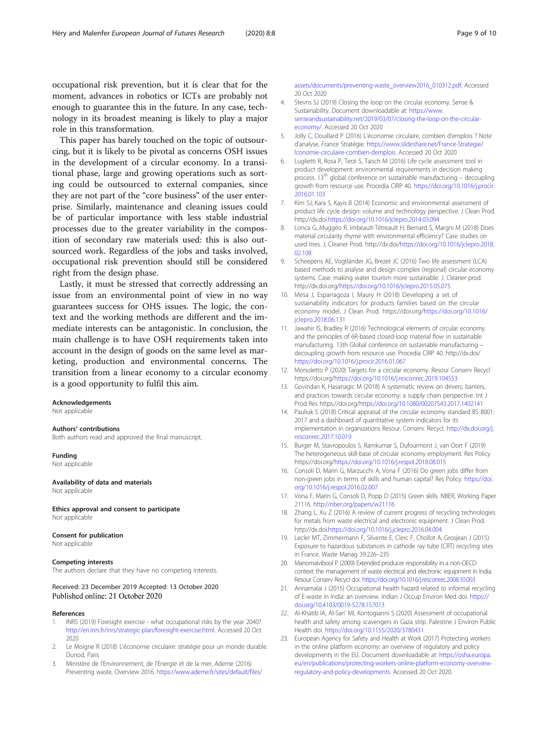occupational risk prevention, but it is clear that for the moment, advances in robotics or ICTs are probably not enough to guarantee this in the future. In any case, technology in its broadest meaning is likely to play a major role in this transformation.

This paper has barely touched on the topic of outsourcing, but it is likely to be pivotal as concerns OSH issues in the development of a circular economy. In a transitional phase, large and growing operations such as sorting could be outsourced to external companies, since they are not part of the "core business" of the user enterprise. Similarly, maintenance and cleaning issues could be of particular importance with less stable industrial processes due to the greater variability in the composition of secondary raw materials used: this is also outsourced work. Regardless of the jobs and tasks involved, occupational risk prevention should still be considered right from the design phase.

Lastly, it must be stressed that correctly addressing an issue from an environmental point of view in no way guarantees success for OHS issues. The logic, the context and the working methods are different and the immediate interests can be antagonistic. In conclusion, the main challenge is to have OSH requirements taken into account in the design of goods on the same level as marketing, production and environmental concerns. The transition from a linear economy to a circular economy is a good opportunity to fulfil this aim.

#### Acknowledgements
Not applicable

#### Authors' contributions
Both authors read and approved the final manuscript.

#### Funding
Not applicable

#### Availability of data and materials
Not applicable

#### Ethics approval and consent to participate
Not applicable

#### Consent for publication
Not applicable

#### Competing interests
The authors declare that they have no competing interests.

Received: 23 December 2019 Accepted: 13 October 2020
Published online: 21 October 2020

#### References
1. INRS (2019) Foresight exercise - what occupational risks by the year 2040? http://en.inrs.fr/inrs/strategic-plan/foresight-exercise.html. Accessed 20 Oct 2020
2. Le Moigne R (2018) L'économie circulaire: stratégie pour un monde durable. Dunod, Paris
3. Ministère de l'Environnement, de l'Energie et de la mer, Ademe (2016) Preventing waste, Overview 2016. https://www.ademe.fr/sites/default/files/assets/documents/preventing-waste_overview2016_010312.pdf. Accessed 20 Oct 2020
4. Stevns SJ (2019) Closing the loop on the circular economy. Sense & Sustainability. Document downloadable at: https://www.senseandsustainability.net/2019/03/07/closing-the-loop-on-the-circular-economy/. Accessed 20 Oct 2020
5. Jolly C, Douillard P (2016) L'économie circulaire, combien d'emplois ? Note d'analyse. France Stratégie. https://www.slideshare.net/France-Strategie/lconomie-circulaire-combien-demplois. Accessed 20 Oct 2020
6. Luglietti R, Rosa P, Terzi S, Taisch M (2016) Life cycle assessment tool in product development: environmental requirements in decision making process. 13th global conference on sustainable manufacturing – decoupling growth from resource use. Procedia CIRP 40. https://doi.org/10.1016/j.procir.2016.01.103
7. Kim SJ, Kara S, Kayis B (2014) Economic and environmental assessment of product life cycle design: volume and technology perspective. J Clean Prod. http://dx.doihttps://doi.org/10.1016/jclepro.2014.03.094
8. Lonca G, Muggéo R, Imbeault-Tétreault H, Bernard S, Margni M (2018) Does material circularity rhyme with environmental efficiency? Case studies on used tires. J, Cleaner Prod. http://dx.doi/https://doi.org/10.1016/jclepro.2018.02.108
9. Scheepens AE, Vogtländer JG, Brezet JC (2016) Two life assessment (LCA) based methods to analyse and design complex (regional) circular economy systems. Case: making water tourism more sustainable. J. Cleaner prod. http://dx.doi.org/https://doi.org/10.1016/jclepro.2015.05.075
10. Mesa J, Esparragoza I, Maury H (2018) Developing a set of sustainability indicators for products families based on the circular economy model. J Clean Prod. https://doi.org/https://doi.org/10.1016/jclepro.2018.06.131
11. Jawahir IS, Bradley R (2016) Technological elements of circular economy and the principles of 6R-based closed-loop material flow in sustainable manufacturing. 13th Global conference on sustainable manufacturing – decoupling growth from resource use. Procedia CIRP 40. http://dx.doi/https://doi.org/10.1016/j.procir.2016.01.067
12. Morsoletto P (2020) Targets for a circular economy. Resour Conserv Recycl https://doi.org/https://doi.org/10.1016/j.resconrec.2019.104553
13. Govindan K, Hasanagic M (2018) A systematic review on drivers, barriers, and practices towards circular economy: a supply chain perspective. Int J Prod Res https://doi.org/https://doi.org/10.1080/00207543.2017.1402141
14. Pauliuk S (2018) Critical appraisal of the circular economy standard BS 8001: 2017 and a dashboard of quantitative system indicators for its implementation in organizations Resour. Conserv. Recycl. http://dx.doi.org/j.resconrec.2017.10.019
15. Burger M, Stavropoulos S, Ramkumar S, Dufourmont J, van Oort F (2019) The heterogeneous skill-base of circular economy employment. Res Policy https://doi.org/https://doi.org/10.1016/j.respol.2018.08.015
16. Consoli D, Marin G, Marzucchi A, Vona F (2016) Do green jobs differ from non-green jobs in terms of skills and human capital? Res Policy. https://doi.org/10.1016/j.respol.2016.02.007
17. Vona F, Marin G, Consoli D, Popp D (2015) Green skills. NBER, Working Paper 21116. http://nber.org/papers/w21116
18. Zhang L, Xu Z (2016) A review of current progress of recycling technologies for metals from waste electrical and electronic equipment. J Clean Prod. http://dx.doihttps://doi.org/10.1016/j.jclepro.2016.04.004
19. Lecler MT, Zimmermann F, Silvente E, Clerc F, Chollot A, Grosjean J (2015) Exposure to hazardous substances in cathode ray tube (CRT) recycling sites in France. Waste Manag 39:226–235
20. Manomaivibool P (2009) Extended producer responsibility in a non-OECD context: the management of waste electrical and electronic equipment in India. Resour Conserv Recycl doi. https://doi.org/10.1016/j.resconrec.2008.10.003
21. Annamalai J (2015) Occupational health hazard related to informal recycling of E-waste in India: an overview. Indian J Occup Environ Med doi. https://doi.org/10.4103/0019-5278.157013
22. Al-Khatib IA, Al-Sari' MI, Kontogianni S (2020) Assessment of occupational health and safety among scavengers in Gaza strip. Palestine J Environ Public Health doi. https://doi.org/10.1155/2020/3780431
23. European Agency for Safety and Health at Work (2017) Protecting workers in the online platform economy: an overview of regulatory and policy developments in the EU. Document downloadable at: https://osha.europa.eu/en/publications/protecting-workers-online-platform-economy-overview-regulatory-and-policy-developments. Accessed 20 Oct 2020.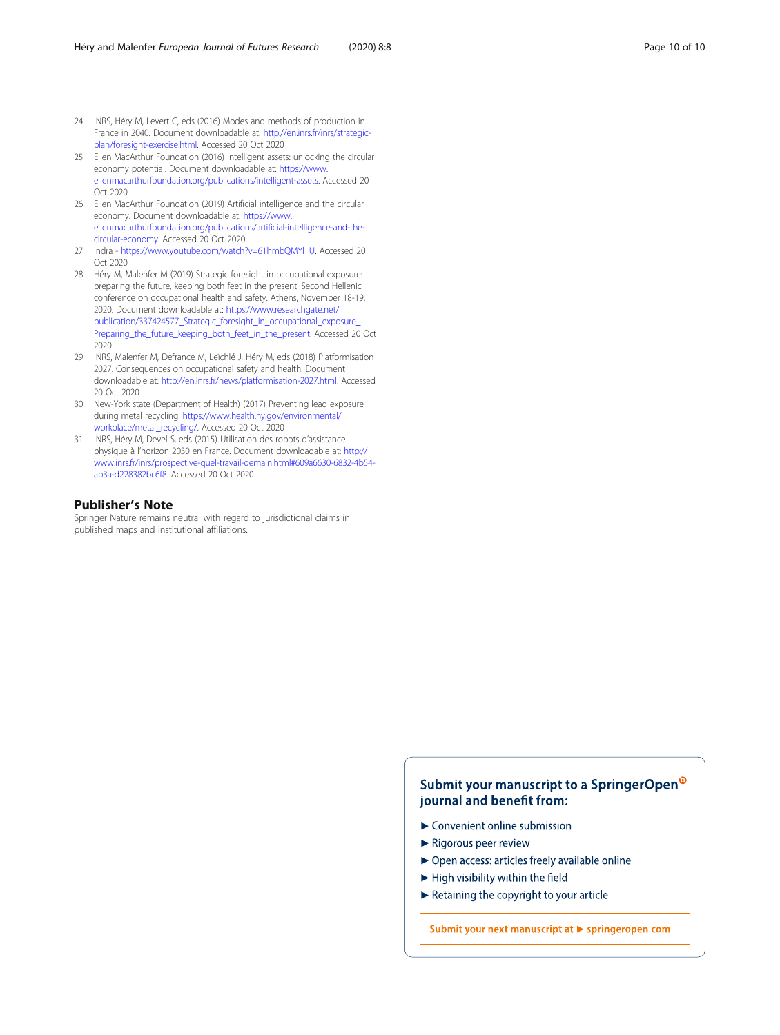24. INRS, Héry M, Levert C, eds (2016) Modes and methods of production in France in 2040. Document downloadable at: http://en.inrs.fr/inrs/strategic-plan/foresight-exercise.html. Accessed 20 Oct 2020
25. Ellen MacArthur Foundation (2016) Intelligent assets: unlocking the circular economy potential. Document downloadable at: https://www.ellenmacarthurfoundation.org/publications/intelligent-assets. Accessed 20 Oct 2020
26. Ellen MacArthur Foundation (2019) Artificial intelligence and the circular economy. Document downloadable at: https://www.ellenmacarthurfoundation.org/publications/artificial-intelligence-and-the-circular-economy. Accessed 20 Oct 2020
27. Indra - https://www.youtube.com/watch?v=61hmbQMYl_U. Accessed 20 Oct 2020
28. Héry M, Malenfer M (2019) Strategic foresight in occupational exposure: preparing the future, keeping both feet in the present. Second Hellenic conference on occupational health and safety. Athens, November 18-19, 2020. Document downloadable at: https://www.researchgate.net/publication/337424577_Strategic_foresight_in_occupational_exposure_Preparing_the_future_keeping_both_feet_in_the_present. Accessed 20 Oct 2020
29. INRS, Malenfer M, Defrance M, Leïchlé J, Héry M, eds (2018) Platformisation 2027. Consequences on occupational safety and health. Document downloadable at: http://en.inrs.fr/news/platformisation-2027.html. Accessed 20 Oct 2020
30. New-York state (Department of Health) (2017) Preventing lead exposure during metal recycling. https://www.health.ny.gov/environmental/workplace/metal_recycling/. Accessed 20 Oct 2020
31. INRS, Héry M, Devel S, eds (2015) Utilisation des robots d'assistance physique à l'horizon 2030 en France. Document downloadable at: http://www.inrs.fr/inrs/prospective-quel-travail-demain.html#609a6630-6832-4b54-ab3a-d228382bc6f8. Accessed 20 Oct 2020

## Publisher's Note

Springer Nature remains neutral with regard to jurisdictional claims in published maps and institutional affiliations.

**Submit your manuscript to a SpringerOpen journal and benefit from:**

- ► Convenient online submission
- ► Rigorous peer review
- ► Open access: articles freely available online
- ► High visibility within the field
- ► Retaining the copyright to your article

**Submit your next manuscript at ► springeropen.com**